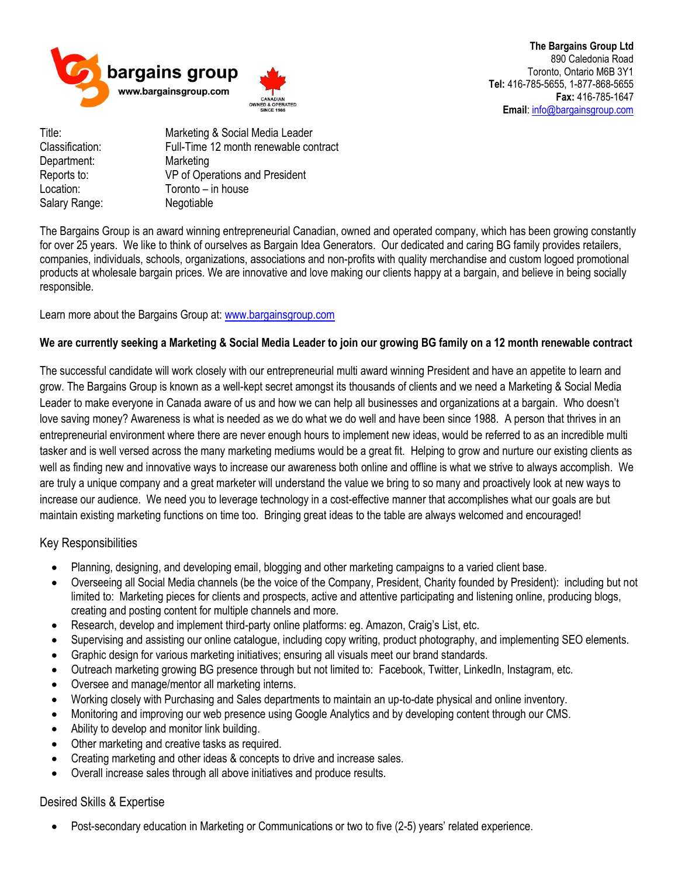bargains group
www.bargainsgroup.com

CANADIAN OWNED & OPERATED SINCE 1988

**The Bargains Group Ltd**
890 Caledonia Road
Toronto, Ontario M6B 3Y1
**Tel:** 416-785-5655, 1-877-868-5655
**Fax:** 416-785-1647
**Email**: info@bargainsgroup.com

| | |
|---|---|
| Title: | Marketing & Social Media Leader |
| Classification: | Full-Time 12 month renewable contract |
| Department: | Marketing |
| Reports to: | VP of Operations and President |
| Location: | Toronto – in house |
| Salary Range: | Negotiable |

The Bargains Group is an award winning entrepreneurial Canadian, owned and operated company, which has been growing constantly for over 25 years. We like to think of ourselves as Bargain Idea Generators. Our dedicated and caring BG family provides retailers, companies, individuals, schools, organizations, associations and non-profits with quality merchandise and custom logoed promotional products at wholesale bargain prices. We are innovative and love making our clients happy at a bargain, and believe in being socially responsible.

Learn more about the Bargains Group at: www.bargainsgroup.com

**We are currently seeking a Marketing & Social Media Leader to join our growing BG family on a 12 month renewable contract**

The successful candidate will work closely with our entrepreneurial multi award winning President and have an appetite to learn and grow. The Bargains Group is known as a well-kept secret amongst its thousands of clients and we need a Marketing & Social Media Leader to make everyone in Canada aware of us and how we can help all businesses and organizations at a bargain. Who doesn't love saving money? Awareness is what is needed as we do what we do well and have been since 1988. A person that thrives in an entrepreneurial environment where there are never enough hours to implement new ideas, would be referred to as an incredible multi tasker and is well versed across the many marketing mediums would be a great fit. Helping to grow and nurture our existing clients as well as finding new and innovative ways to increase our awareness both online and offline is what we strive to always accomplish. We are truly a unique company and a great marketer will understand the value we bring to so many and proactively look at new ways to increase our audience. We need you to leverage technology in a cost-effective manner that accomplishes what our goals are but maintain existing marketing functions on time too. Bringing great ideas to the table are always welcomed and encouraged!

## Key Responsibilities

- Planning, designing, and developing email, blogging and other marketing campaigns to a varied client base.
- Overseeing all Social Media channels (be the voice of the Company, President, Charity founded by President): including but not limited to: Marketing pieces for clients and prospects, active and attentive participating and listening online, producing blogs, creating and posting content for multiple channels and more.
- Research, develop and implement third-party online platforms: eg. Amazon, Craig's List, etc.
- Supervising and assisting our online catalogue, including copy writing, product photography, and implementing SEO elements.
- Graphic design for various marketing initiatives; ensuring all visuals meet our brand standards.
- Outreach marketing growing BG presence through but not limited to: Facebook, Twitter, LinkedIn, Instagram, etc.
- Oversee and manage/mentor all marketing interns.
- Working closely with Purchasing and Sales departments to maintain an up-to-date physical and online inventory.
- Monitoring and improving our web presence using Google Analytics and by developing content through our CMS.
- Ability to develop and monitor link building.
- Other marketing and creative tasks as required.
- Creating marketing and other ideas & concepts to drive and increase sales.
- Overall increase sales through all above initiatives and produce results.

## Desired Skills & Expertise

- Post-secondary education in Marketing or Communications or two to five (2-5) years' related experience.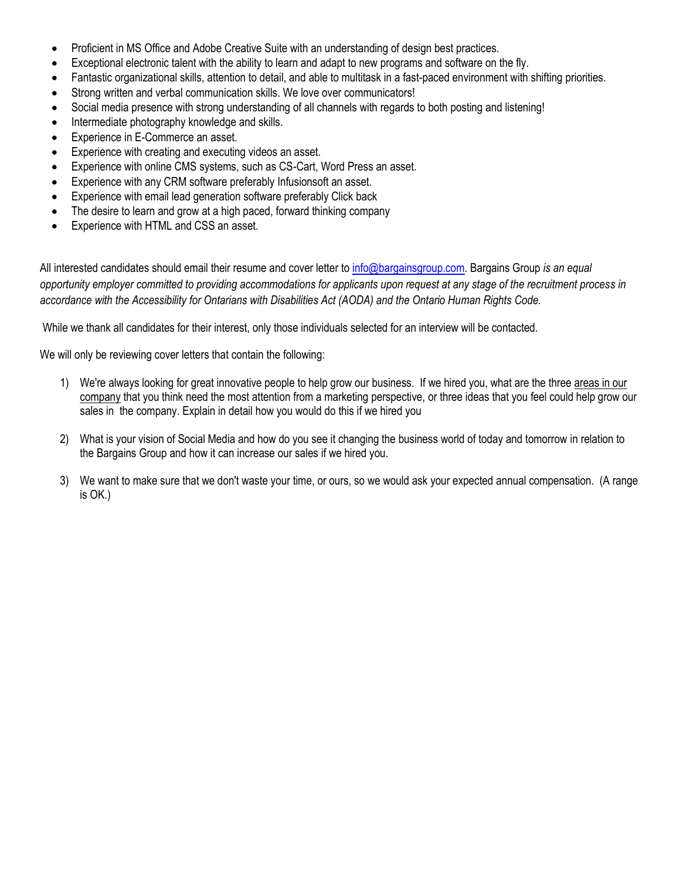- Proficient in MS Office and Adobe Creative Suite with an understanding of design best practices.
- Exceptional electronic talent with the ability to learn and adapt to new programs and software on the fly.
- Fantastic organizational skills, attention to detail, and able to multitask in a fast-paced environment with shifting priorities.
- Strong written and verbal communication skills. We love over communicators!
- Social media presence with strong understanding of all channels with regards to both posting and listening!
- Intermediate photography knowledge and skills.
- Experience in E-Commerce an asset.
- Experience with creating and executing videos an asset.
- Experience with online CMS systems, such as CS-Cart, Word Press an asset.
- Experience with any CRM software preferably Infusionsoft an asset.
- Experience with email lead generation software preferably Click back
- The desire to learn and grow at a high paced, forward thinking company
- Experience with HTML and CSS an asset.

All interested candidates should email their resume and cover letter to info@bargainsgroup.com. Bargains Group *is an equal opportunity employer committed to providing accommodations for applicants upon request at any stage of the recruitment process in accordance with the Accessibility for Ontarians with Disabilities Act (AODA) and the Ontario Human Rights Code.*

While we thank all candidates for their interest, only those individuals selected for an interview will be contacted.

We will only be reviewing cover letters that contain the following:

1) We're always looking for great innovative people to help grow our business. If we hired you, what are the three areas in our company that you think need the most attention from a marketing perspective, or three ideas that you feel could help grow our sales in the company. Explain in detail how you would do this if we hired you

2) What is your vision of Social Media and how do you see it changing the business world of today and tomorrow in relation to the Bargains Group and how it can increase our sales if we hired you.

3) We want to make sure that we don't waste your time, or ours, so we would ask your expected annual compensation. (A range is OK.)